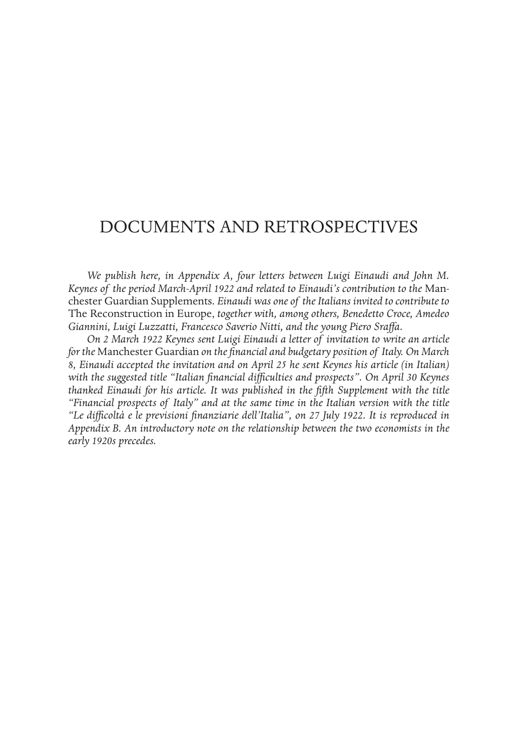# DOCUMENTS AND RETROSPECTIVES

*We publish here, in Appendix A, four letters between Luigi Einaudi and John M. Keynes of the period March-April 1922 and related to Einaudi's contribution to the* Manchester Guardian Supplements. *Einaudi was one of the Italians invited to contribute to* The Reconstruction in Europe, *together with, among others, Benedetto Croce, Amedeo Giannini, Luigi Luzzatti, Francesco Saverio Nitti, and the young Piero Sraffa.*

*On 2 March 1922 Keynes sent Luigi Einaudi a letter of invitation to write an article for the* Manchester Guardian *on the financial and budgetary position of Italy. On March 8, Einaudi accepted the invitation and on April 25 he sent Keynes his article (in Italian) with the suggested title "Italian financial difficulties and prospects". On April 30 Keynes thanked Einaudi for his article. It was published in the fifth Supplement with the title "Financial prospects of Italy" and at the same time in the Italian version with the title "Le difficoltà e le previsioni finanziarie dell'Italia", on 27 July 1922. It is reproduced in Appendix B. An introductory note on the relationship between the two economists in the early 1920s precedes.*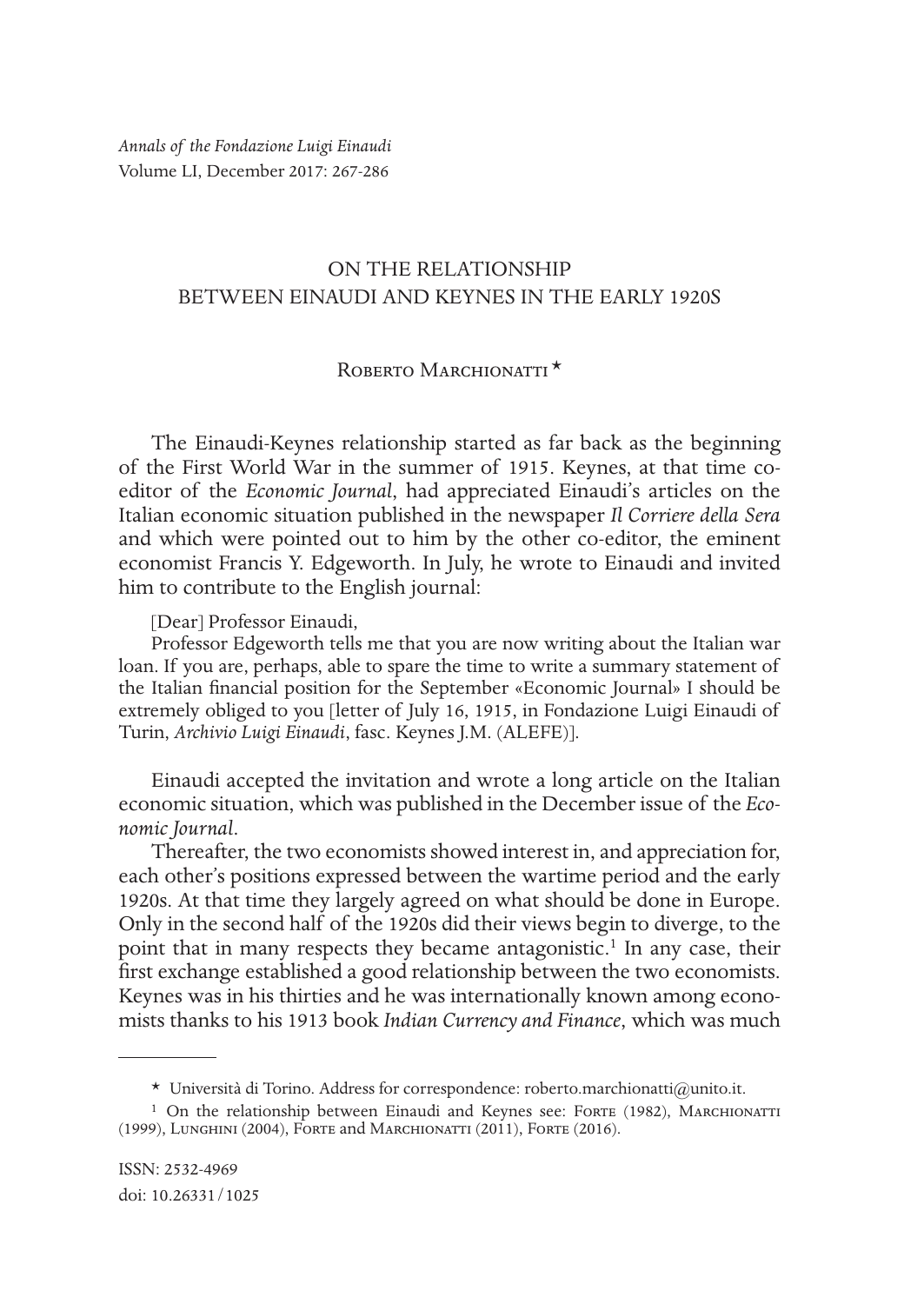*Annals of the Fondazione Luigi Einaudi*
Volume LI, December 2017: 267-286

# ON THE RELATIONSHIP BETWEEN EINAUDI AND KEYNES IN THE EARLY 1920S

Roberto Marchionatti *

The Einaudi-Keynes relationship started as far back as the beginning of the First World War in the summer of 1915. Keynes, at that time co-editor of the *Economic Journal*, had appreciated Einaudi's articles on the Italian economic situation published in the newspaper *Il Corriere della Sera* and which were pointed out to him by the other co-editor, the eminent economist Francis Y. Edgeworth. In July, he wrote to Einaudi and invited him to contribute to the English journal:

> [Dear] Professor Einaudi,
>
> Professor Edgeworth tells me that you are now writing about the Italian war loan. If you are, perhaps, able to spare the time to write a summary statement of the Italian financial position for the September «Economic Journal» I should be extremely obliged to you [letter of July 16, 1915, in Fondazione Luigi Einaudi of Turin, *Archivio Luigi Einaudi*, fasc. Keynes J.M. (ALEFE)].

Einaudi accepted the invitation and wrote a long article on the Italian economic situation, which was published in the December issue of the *Economic Journal*.

Thereafter, the two economists showed interest in, and appreciation for, each other's positions expressed between the wartime period and the early 1920s. At that time they largely agreed on what should be done in Europe. Only in the second half of the 1920s did their views begin to diverge, to the point that in many respects they became antagonistic.[1] In any case, their first exchange established a good relationship between the two economists. Keynes was in his thirties and he was internationally known among economists thanks to his 1913 book *Indian Currency and Finance*, which was much

---

* Università di Torino. Address for correspondence: roberto.marchionatti@unito.it.

[1] On the relationship between Einaudi and Keynes see: Forte (1982), Marchionatti (1999), Lunghini (2004), Forte and Marchionatti (2011), Forte (2016).

ISSN: 2532-4969
doi: 10.26331/1025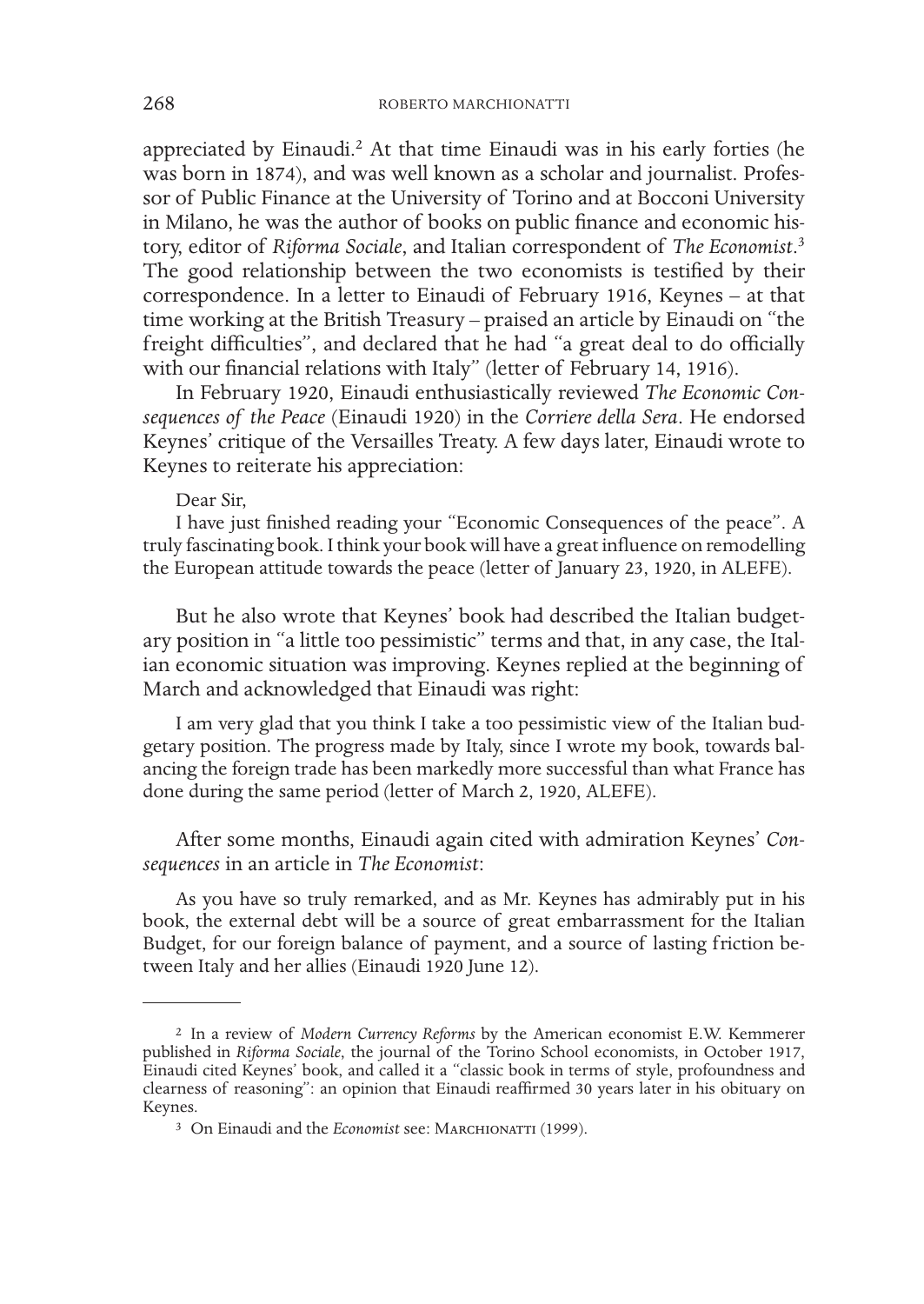appreciated by Einaudi.[2] At that time Einaudi was in his early forties (he was born in 1874), and was well known as a scholar and journalist. Professor of Public Finance at the University of Torino and at Bocconi University in Milano, he was the author of books on public finance and economic history, editor of *Riforma Sociale*, and Italian correspondent of *The Economist*.[3] The good relationship between the two economists is testified by their correspondence. In a letter to Einaudi of February 1916, Keynes – at that time working at the British Treasury – praised an article by Einaudi on "the freight difficulties", and declared that he had "a great deal to do officially with our financial relations with Italy" (letter of February 14, 1916).

In February 1920, Einaudi enthusiastically reviewed *The Economic Consequences of the Peace* (Einaudi 1920) in the *Corriere della Sera*. He endorsed Keynes' critique of the Versailles Treaty. A few days later, Einaudi wrote to Keynes to reiterate his appreciation:

> Dear Sir,
>
> I have just finished reading your "Economic Consequences of the peace". A truly fascinating book. I think your book will have a great influence on remodelling the European attitude towards the peace (letter of January 23, 1920, in ALEFE).

But he also wrote that Keynes' book had described the Italian budgetary position in "a little too pessimistic" terms and that, in any case, the Italian economic situation was improving. Keynes replied at the beginning of March and acknowledged that Einaudi was right:

> I am very glad that you think I take a too pessimistic view of the Italian budgetary position. The progress made by Italy, since I wrote my book, towards balancing the foreign trade has been markedly more successful than what France has done during the same period (letter of March 2, 1920, ALEFE).

After some months, Einaudi again cited with admiration Keynes' *Consequences* in an article in *The Economist*:

> As you have so truly remarked, and as Mr. Keynes has admirably put in his book, the external debt will be a source of great embarrassment for the Italian Budget, for our foreign balance of payment, and a source of lasting friction between Italy and her allies (Einaudi 1920 June 12).

---

[2] In a review of *Modern Currency Reforms* by the American economist E.W. Kemmerer published in *Riforma Sociale*, the journal of the Torino School economists, in October 1917, Einaudi cited Keynes' book, and called it a "classic book in terms of style, profoundness and clearness of reasoning": an opinion that Einaudi reaffirmed 30 years later in his obituary on Keynes.

[3] On Einaudi and the *Economist* see: Marchionatti (1999).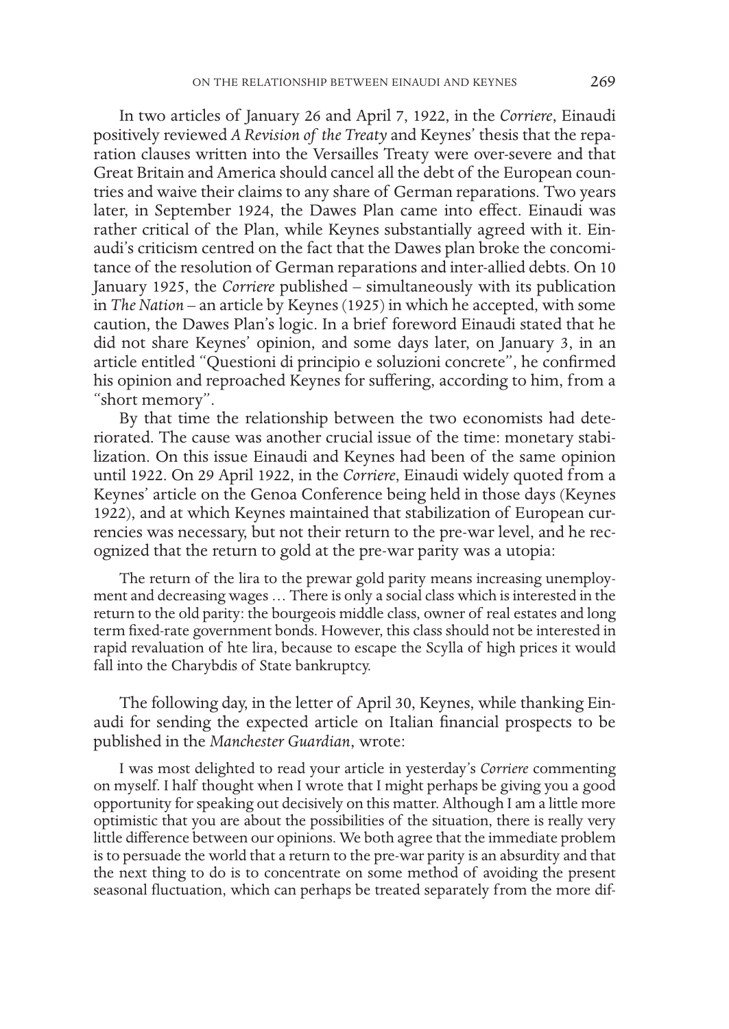In two articles of January 26 and April 7, 1922, in the *Corriere*, Einaudi positively reviewed *A Revision of the Treaty* and Keynes' thesis that the reparation clauses written into the Versailles Treaty were over-severe and that Great Britain and America should cancel all the debt of the European countries and waive their claims to any share of German reparations. Two years later, in September 1924, the Dawes Plan came into effect. Einaudi was rather critical of the Plan, while Keynes substantially agreed with it. Einaudi's criticism centred on the fact that the Dawes plan broke the concomitance of the resolution of German reparations and inter-allied debts. On 10 January 1925, the *Corriere* published – simultaneously with its publication in *The Nation* – an article by Keynes (1925) in which he accepted, with some caution, the Dawes Plan's logic. In a brief foreword Einaudi stated that he did not share Keynes' opinion, and some days later, on January 3, in an article entitled "Questioni di principio e soluzioni concrete", he confirmed his opinion and reproached Keynes for suffering, according to him, from a "short memory".

By that time the relationship between the two economists had deteriorated. The cause was another crucial issue of the time: monetary stabilization. On this issue Einaudi and Keynes had been of the same opinion until 1922. On 29 April 1922, in the *Corriere*, Einaudi widely quoted from a Keynes' article on the Genoa Conference being held in those days (Keynes 1922), and at which Keynes maintained that stabilization of European currencies was necessary, but not their return to the pre-war level, and he recognized that the return to gold at the pre-war parity was a utopia:

> The return of the lira to the prewar gold parity means increasing unemployment and decreasing wages … There is only a social class which is interested in the return to the old parity: the bourgeois middle class, owner of real estates and long term fixed-rate government bonds. However, this class should not be interested in rapid revaluation of hte lira, because to escape the Scylla of high prices it would fall into the Charybdis of State bankruptcy.

The following day, in the letter of April 30, Keynes, while thanking Einaudi for sending the expected article on Italian financial prospects to be published in the *Manchester Guardian*, wrote:

> I was most delighted to read your article in yesterday's *Corriere* commenting on myself. I half thought when I wrote that I might perhaps be giving you a good opportunity for speaking out decisively on this matter. Although I am a little more optimistic that you are about the possibilities of the situation, there is really very little difference between our opinions. We both agree that the immediate problem is to persuade the world that a return to the pre-war parity is an absurdity and that the next thing to do is to concentrate on some method of avoiding the present seasonal fluctuation, which can perhaps be treated separately from the more dif-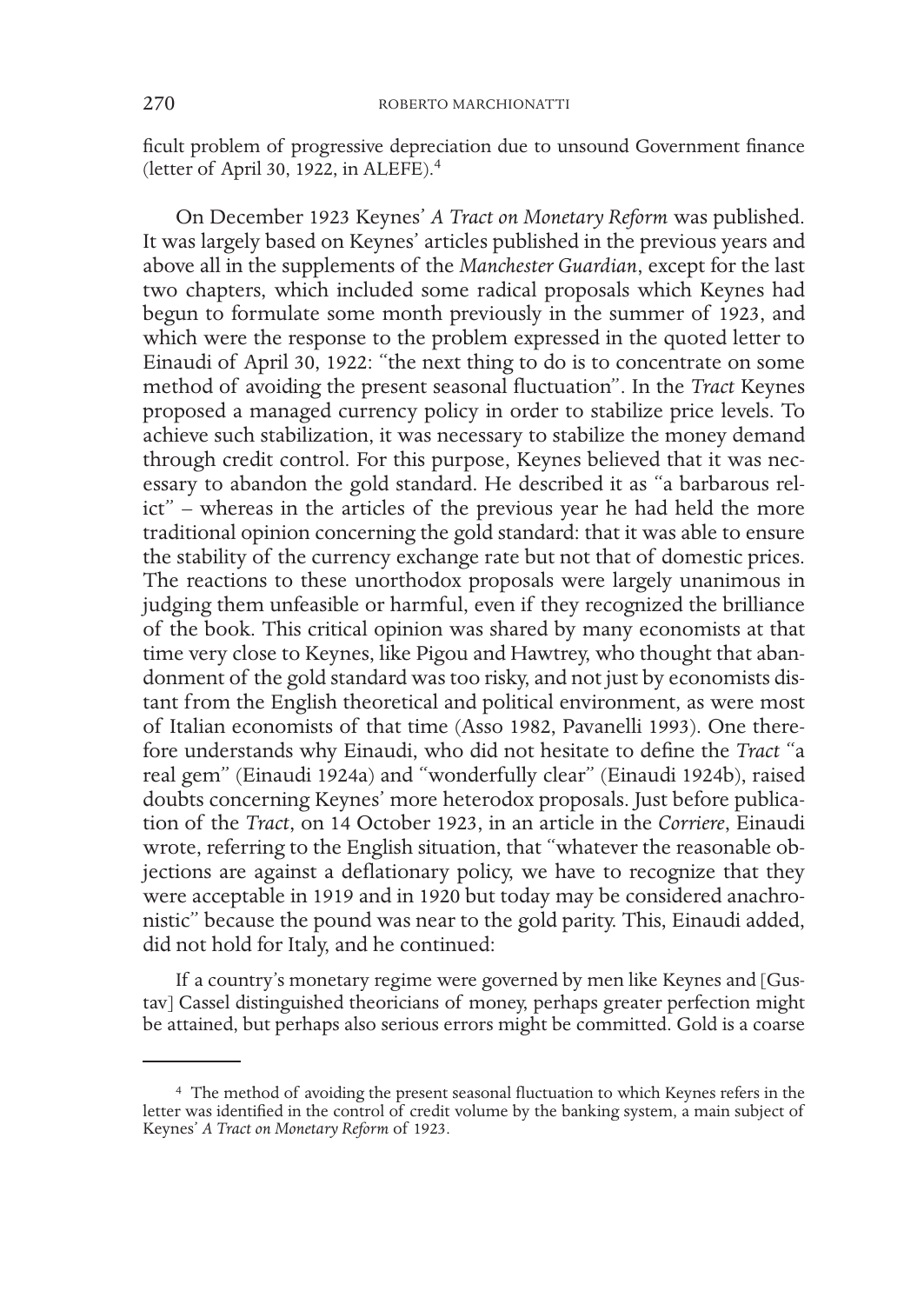ficult problem of progressive depreciation due to unsound Government finance (letter of April 30, 1922, in ALEFE).[4]

On December 1923 Keynes' *A Tract on Monetary Reform* was published. It was largely based on Keynes' articles published in the previous years and above all in the supplements of the *Manchester Guardian*, except for the last two chapters, which included some radical proposals which Keynes had begun to formulate some month previously in the summer of 1923, and which were the response to the problem expressed in the quoted letter to Einaudi of April 30, 1922: "the next thing to do is to concentrate on some method of avoiding the present seasonal fluctuation". In the *Tract* Keynes proposed a managed currency policy in order to stabilize price levels. To achieve such stabilization, it was necessary to stabilize the money demand through credit control. For this purpose, Keynes believed that it was necessary to abandon the gold standard. He described it as "a barbarous relict" – whereas in the articles of the previous year he had held the more traditional opinion concerning the gold standard: that it was able to ensure the stability of the currency exchange rate but not that of domestic prices. The reactions to these unorthodox proposals were largely unanimous in judging them unfeasible or harmful, even if they recognized the brilliance of the book. This critical opinion was shared by many economists at that time very close to Keynes, like Pigou and Hawtrey, who thought that abandonment of the gold standard was too risky, and not just by economists distant from the English theoretical and political environment, as were most of Italian economists of that time (Asso 1982, Pavanelli 1993). One therefore understands why Einaudi, who did not hesitate to define the *Tract* "a real gem" (Einaudi 1924a) and "wonderfully clear" (Einaudi 1924b), raised doubts concerning Keynes' more heterodox proposals. Just before publication of the *Tract*, on 14 October 1923, in an article in the *Corriere*, Einaudi wrote, referring to the English situation, that "whatever the reasonable objections are against a deflationary policy, we have to recognize that they were acceptable in 1919 and in 1920 but today may be considered anachronistic" because the pound was near to the gold parity. This, Einaudi added, did not hold for Italy, and he continued:

> If a country's monetary regime were governed by men like Keynes and [Gustav] Cassel distinguished theoricians of money, perhaps greater perfection might be attained, but perhaps also serious errors might be committed. Gold is a coarse

---

[4] The method of avoiding the present seasonal fluctuation to which Keynes refers in the letter was identified in the control of credit volume by the banking system, a main subject of Keynes' *A Tract on Monetary Reform* of 1923.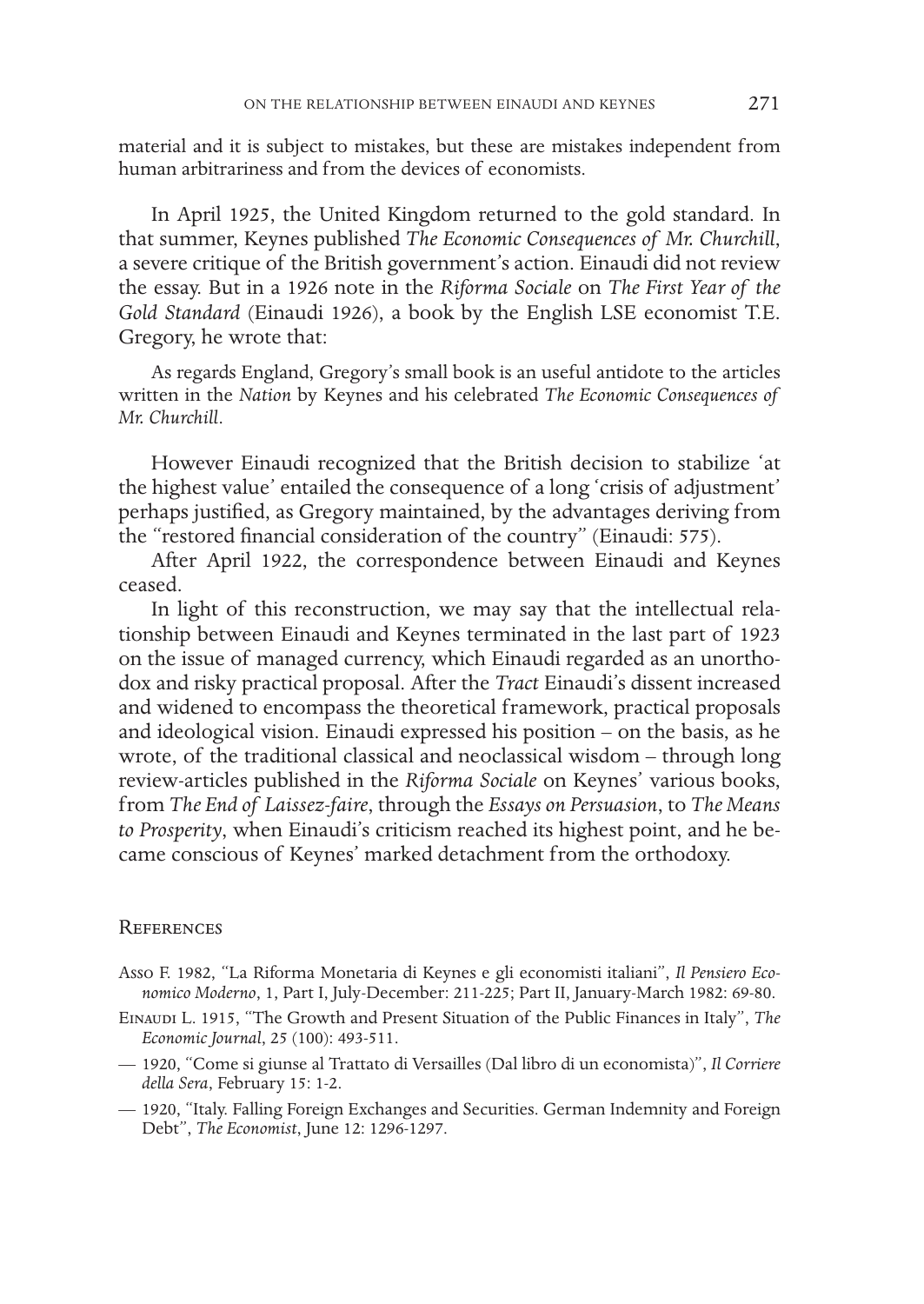material and it is subject to mistakes, but these are mistakes independent from human arbitrariness and from the devices of economists.

In April 1925, the United Kingdom returned to the gold standard. In that summer, Keynes published *The Economic Consequences of Mr. Churchill*, a severe critique of the British government's action. Einaudi did not review the essay. But in a 1926 note in the *Riforma Sociale* on *The First Year of the Gold Standard* (Einaudi 1926), a book by the English LSE economist T.E. Gregory, he wrote that:

> As regards England, Gregory's small book is an useful antidote to the articles written in the *Nation* by Keynes and his celebrated *The Economic Consequences of Mr. Churchill*.

However Einaudi recognized that the British decision to stabilize 'at the highest value' entailed the consequence of a long 'crisis of adjustment' perhaps justified, as Gregory maintained, by the advantages deriving from the "restored financial consideration of the country" (Einaudi: 575).

After April 1922, the correspondence between Einaudi and Keynes ceased.

In light of this reconstruction, we may say that the intellectual relationship between Einaudi and Keynes terminated in the last part of 1923 on the issue of managed currency, which Einaudi regarded as an unorthodox and risky practical proposal. After the *Tract* Einaudi's dissent increased and widened to encompass the theoretical framework, practical proposals and ideological vision. Einaudi expressed his position – on the basis, as he wrote, of the traditional classical and neoclassical wisdom – through long review-articles published in the *Riforma Sociale* on Keynes' various books, from *The End of Laissez-faire*, through the *Essays on Persuasion*, to *The Means to Prosperity*, when Einaudi's criticism reached its highest point, and he became conscious of Keynes' marked detachment from the orthodoxy.

## References

Asso F. 1982, "La Riforma Monetaria di Keynes e gli economisti italiani", *Il Pensiero Economico Moderno*, 1, Part I, July-December: 211-225; Part II, January-March 1982: 69-80.

Einaudi L. 1915, "The Growth and Present Situation of the Public Finances in Italy", *The Economic Journal*, 25 (100): 493-511.

— 1920, "Come si giunse al Trattato di Versailles (Dal libro di un economista)", *Il Corriere della Sera*, February 15: 1-2.

— 1920, "Italy. Falling Foreign Exchanges and Securities. German Indemnity and Foreign Debt", *The Economist*, June 12: 1296-1297.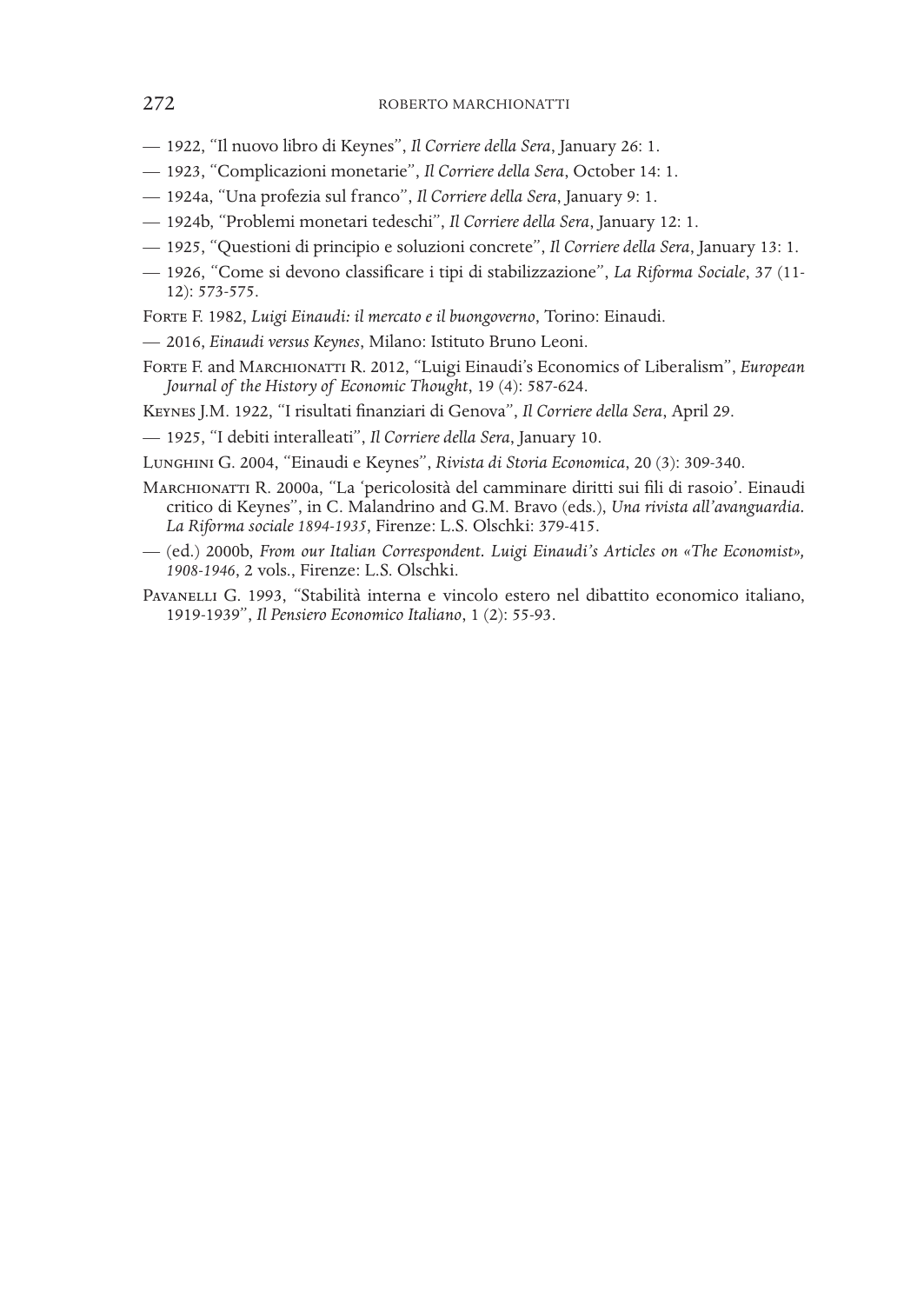— 1922, "Il nuovo libro di Keynes", *Il Corriere della Sera*, January 26: 1.

— 1923, "Complicazioni monetarie", *Il Corriere della Sera*, October 14: 1.

— 1924a, "Una profezia sul franco", *Il Corriere della Sera*, January 9: 1.

— 1924b, "Problemi monetari tedeschi", *Il Corriere della Sera*, January 12: 1.

— 1925, "Questioni di principio e soluzioni concrete", *Il Corriere della Sera*, January 13: 1.

— 1926, "Come si devono classificare i tipi di stabilizzazione", *La Riforma Sociale*, 37 (11-12): 573-575.

Forte F. 1982, *Luigi Einaudi: il mercato e il buongoverno*, Torino: Einaudi.

— 2016, *Einaudi versus Keynes*, Milano: Istituto Bruno Leoni.

Forte F. and Marchionatti R. 2012, "Luigi Einaudi's Economics of Liberalism", *European Journal of the History of Economic Thought*, 19 (4): 587-624.

Keynes J.M. 1922, "I risultati finanziari di Genova", *Il Corriere della Sera*, April 29.

— 1925, "I debiti interalleati", *Il Corriere della Sera*, January 10.

Lunghini G. 2004, "Einaudi e Keynes", *Rivista di Storia Economica*, 20 (3): 309-340.

Marchionatti R. 2000a, "La 'pericolosità del camminare diritti sui fili di rasoio'. Einaudi critico di Keynes", in C. Malandrino and G.M. Bravo (eds.), *Una rivista all'avanguardia. La Riforma sociale 1894-1935*, Firenze: L.S. Olschki: 379-415.

— (ed.) 2000b, *From our Italian Correspondent. Luigi Einaudi's Articles on «The Economist», 1908-1946*, 2 vols., Firenze: L.S. Olschki.

Pavanelli G. 1993, "Stabilità interna e vincolo estero nel dibattito economico italiano, 1919-1939", *Il Pensiero Economico Italiano*, 1 (2): 55-93.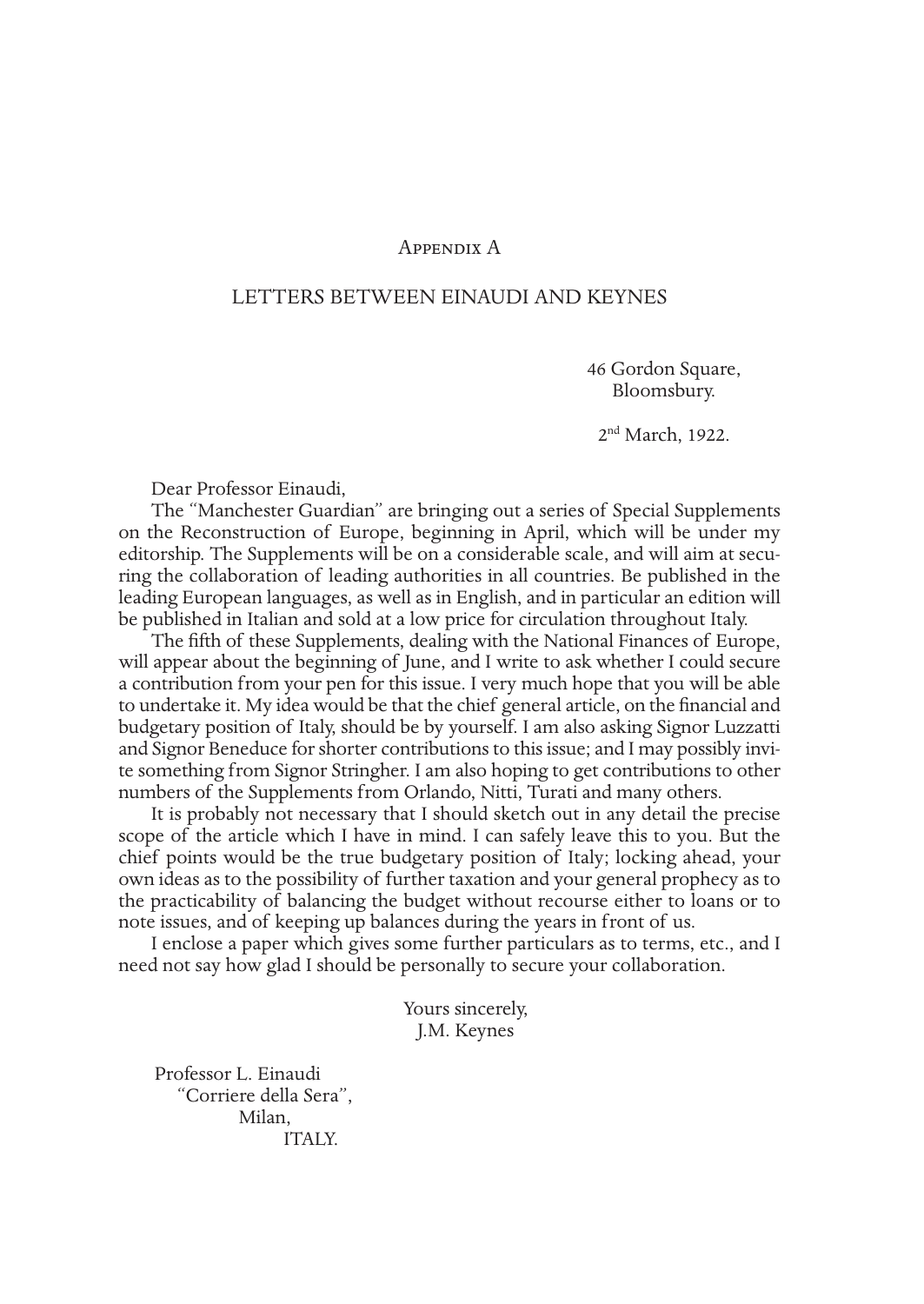## Appendix A

## LETTERS BETWEEN EINAUDI AND KEYNES

46 Gordon Square,  
Bloomsbury.

2nd March, 1922.

Dear Professor Einaudi,

The "Manchester Guardian" are bringing out a series of Special Supplements on the Reconstruction of Europe, beginning in April, which will be under my editorship. The Supplements will be on a considerable scale, and will aim at securing the collaboration of leading authorities in all countries. Be published in the leading European languages, as well as in English, and in particular an edition will be published in Italian and sold at a low price for circulation throughout Italy.

The fifth of these Supplements, dealing with the National Finances of Europe, will appear about the beginning of June, and I write to ask whether I could secure a contribution from your pen for this issue. I very much hope that you will be able to undertake it. My idea would be that the chief general article, on the financial and budgetary position of Italy, should be by yourself. I am also asking Signor Luzzatti and Signor Beneduce for shorter contributions to this issue; and I may possibly invite something from Signor Stringher. I am also hoping to get contributions to other numbers of the Supplements from Orlando, Nitti, Turati and many others.

It is probably not necessary that I should sketch out in any detail the precise scope of the article which I have in mind. I can safely leave this to you. But the chief points would be the true budgetary position of Italy; locking ahead, your own ideas as to the possibility of further taxation and your general prophecy as to the practicability of balancing the budget without recourse either to loans or to note issues, and of keeping up balances during the years in front of us.

I enclose a paper which gives some further particulars as to terms, etc., and I need not say how glad I should be personally to secure your collaboration.

Yours sincerely,  
J.M. Keynes

Professor L. Einaudi  
"Corriere della Sera",  
Milan,  
ITALY.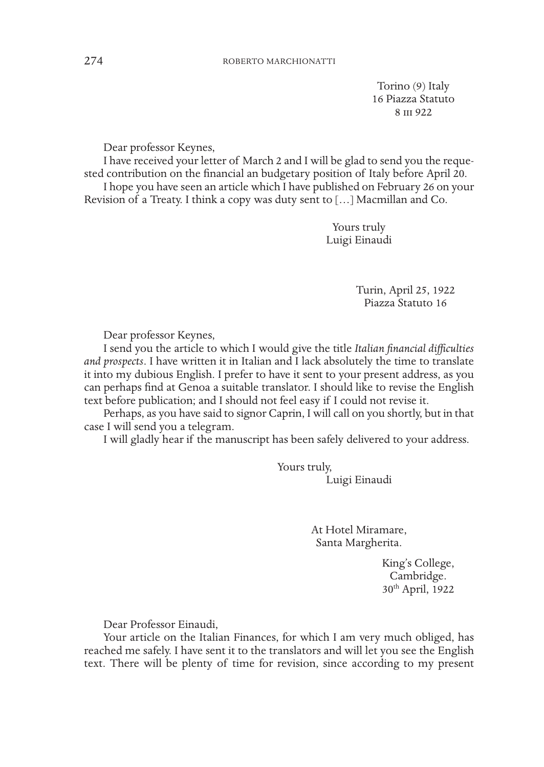Torino (9) Italy  
16 Piazza Statuto  
8 III 922

Dear professor Keynes,

I have received your letter of March 2 and I will be glad to send you the requested contribution on the financial an budgetary position of Italy before April 20.

I hope you have seen an article which I have published on February 26 on your Revision of a Treaty. I think a copy was duty sent to […] Macmillan and Co.

Yours truly  
Luigi Einaudi

Turin, April 25, 1922  
Piazza Statuto 16

Dear professor Keynes,

I send you the article to which I would give the title *Italian financial difficulties and prospects*. I have written it in Italian and I lack absolutely the time to translate it into my dubious English. I prefer to have it sent to your present address, as you can perhaps find at Genoa a suitable translator. I should like to revise the English text before publication; and I should not feel easy if I could not revise it.

Perhaps, as you have said to signor Caprin, I will call on you shortly, but in that case I will send you a telegram.

I will gladly hear if the manuscript has been safely delivered to your address.

Yours truly,  
Luigi Einaudi

At Hotel Miramare,  
Santa Margherita.

King's College,  
Cambridge.  
30th April, 1922

Dear Professor Einaudi,

Your article on the Italian Finances, for which I am very much obliged, has reached me safely. I have sent it to the translators and will let you see the English text. There will be plenty of time for revision, since according to my present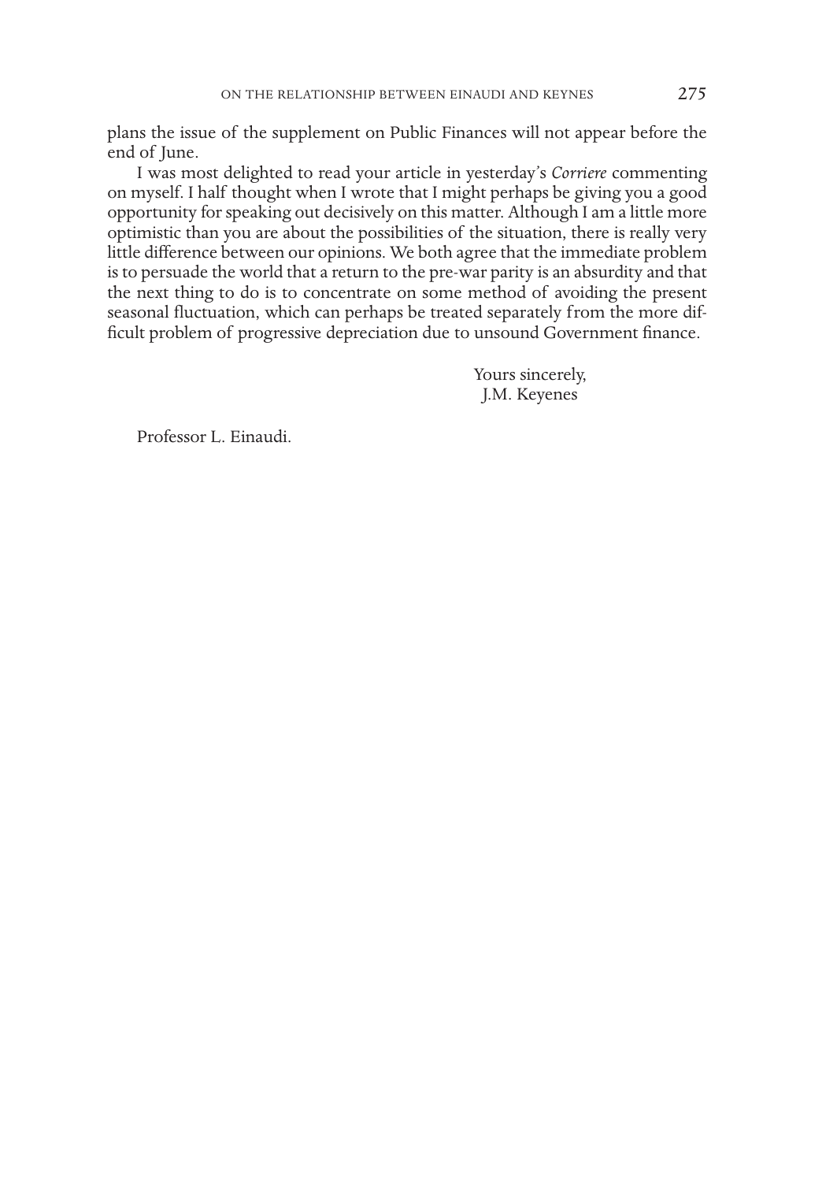plans the issue of the supplement on Public Finances will not appear before the end of June.

I was most delighted to read your article in yesterday's *Corriere* commenting on myself. I half thought when I wrote that I might perhaps be giving you a good opportunity for speaking out decisively on this matter. Although I am a little more optimistic than you are about the possibilities of the situation, there is really very little difference between our opinions. We both agree that the immediate problem is to persuade the world that a return to the pre-war parity is an absurdity and that the next thing to do is to concentrate on some method of avoiding the present seasonal fluctuation, which can perhaps be treated separately from the more difficult problem of progressive depreciation due to unsound Government finance.

Yours sincerely,
J.M. Keyenes

Professor L. Einaudi.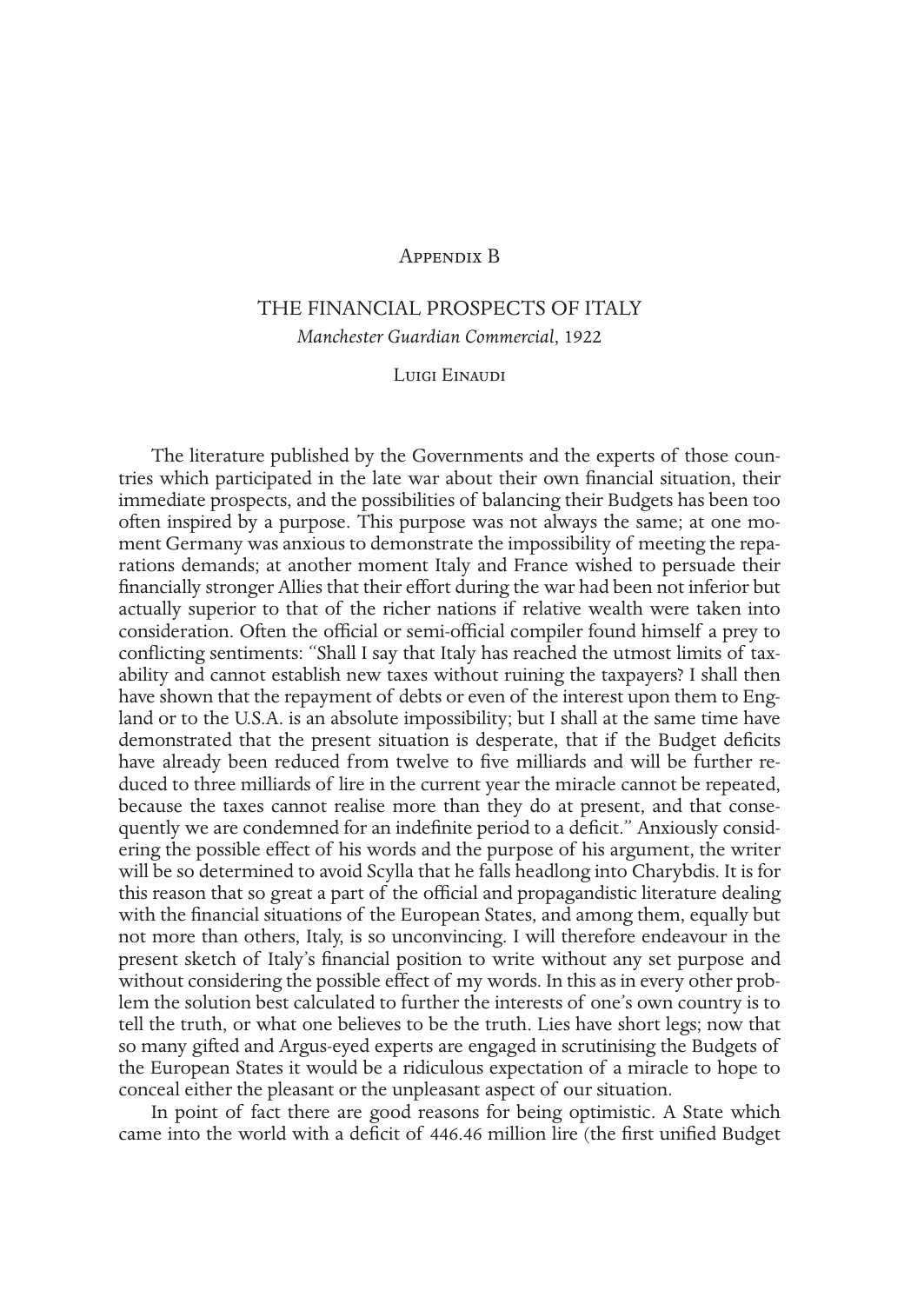Appendix B

# THE FINANCIAL PROSPECTS OF ITALY

*Manchester Guardian Commercial*, 1922

Luigi Einaudi

The literature published by the Governments and the experts of those countries which participated in the late war about their own financial situation, their immediate prospects, and the possibilities of balancing their Budgets has been too often inspired by a purpose. This purpose was not always the same; at one moment Germany was anxious to demonstrate the impossibility of meeting the reparations demands; at another moment Italy and France wished to persuade their financially stronger Allies that their effort during the war had been not inferior but actually superior to that of the richer nations if relative wealth were taken into consideration. Often the official or semi-official compiler found himself a prey to conflicting sentiments: "Shall I say that Italy has reached the utmost limits of taxability and cannot establish new taxes without ruining the taxpayers? I shall then have shown that the repayment of debts or even of the interest upon them to England or to the U.S.A. is an absolute impossibility; but I shall at the same time have demonstrated that the present situation is desperate, that if the Budget deficits have already been reduced from twelve to five milliards and will be further reduced to three milliards of lire in the current year the miracle cannot be repeated, because the taxes cannot realise more than they do at present, and that consequently we are condemned for an indefinite period to a deficit." Anxiously considering the possible effect of his words and the purpose of his argument, the writer will be so determined to avoid Scylla that he falls headlong into Charybdis. It is for this reason that so great a part of the official and propagandistic literature dealing with the financial situations of the European States, and among them, equally but not more than others, Italy, is so unconvincing. I will therefore endeavour in the present sketch of Italy's financial position to write without any set purpose and without considering the possible effect of my words. In this as in every other problem the solution best calculated to further the interests of one's own country is to tell the truth, or what one believes to be the truth. Lies have short legs; now that so many gifted and Argus-eyed experts are engaged in scrutinising the Budgets of the European States it would be a ridiculous expectation of a miracle to hope to conceal either the pleasant or the unpleasant aspect of our situation.

In point of fact there are good reasons for being optimistic. A State which came into the world with a deficit of 446.46 million lire (the first unified Budget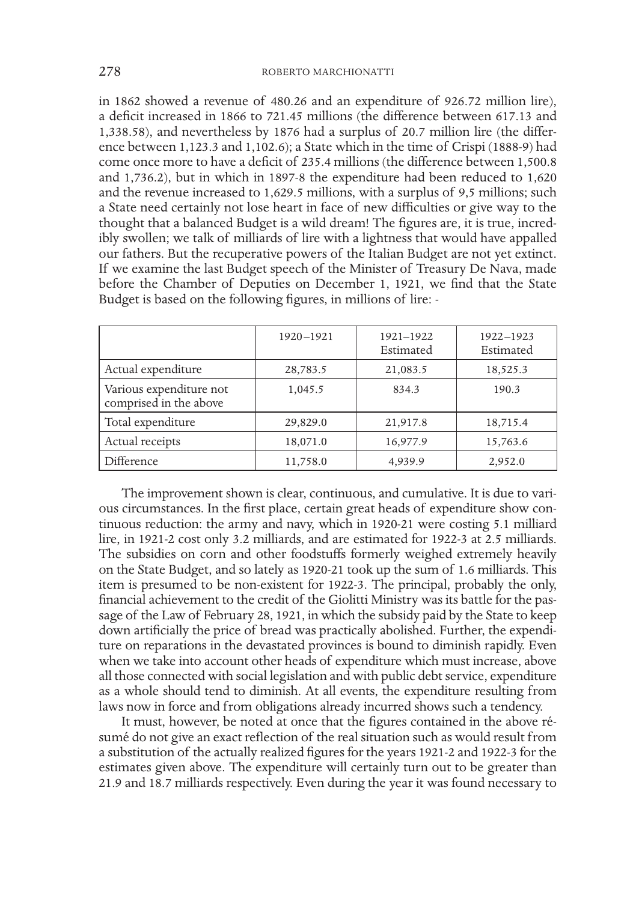in 1862 showed a revenue of 480.26 and an expenditure of 926.72 million lire), a deficit increased in 1866 to 721.45 millions (the difference between 617.13 and 1,338.58), and nevertheless by 1876 had a surplus of 20.7 million lire (the difference between 1,123.3 and 1,102.6); a State which in the time of Crispi (1888-9) had come once more to have a deficit of 235.4 millions (the difference between 1,500.8 and 1,736.2), but in which in 1897-8 the expenditure had been reduced to 1,620 and the revenue increased to 1,629.5 millions, with a surplus of 9,5 millions; such a State need certainly not lose heart in face of new difficulties or give way to the thought that a balanced Budget is a wild dream! The figures are, it is true, incredibly swollen; we talk of milliards of lire with a lightness that would have appalled our fathers. But the recuperative powers of the Italian Budget are not yet extinct. If we examine the last Budget speech of the Minister of Treasury De Nava, made before the Chamber of Deputies on December 1, 1921, we find that the State Budget is based on the following figures, in millions of lire: -

| | 1920–1921 | 1921–1922 Estimated | 1922–1923 Estimated |
|---|---|---|---|
| Actual expenditure | 28,783.5 | 21,083.5 | 18,525.3 |
| Various expenditure not comprised in the above | 1,045.5 | 834.3 | 190.3 |
| Total expenditure | 29,829.0 | 21,917.8 | 18,715.4 |
| Actual receipts | 18,071.0 | 16,977.9 | 15,763.6 |
| Difference | 11,758.0 | 4,939.9 | 2,952.0 |

The improvement shown is clear, continuous, and cumulative. It is due to various circumstances. In the first place, certain great heads of expenditure show continuous reduction: the army and navy, which in 1920-21 were costing 5.1 milliard lire, in 1921-2 cost only 3.2 milliards, and are estimated for 1922-3 at 2.5 milliards. The subsidies on corn and other foodstuffs formerly weighed extremely heavily on the State Budget, and so lately as 1920-21 took up the sum of 1.6 milliards. This item is presumed to be non-existent for 1922-3. The principal, probably the only, financial achievement to the credit of the Giolitti Ministry was its battle for the passage of the Law of February 28, 1921, in which the subsidy paid by the State to keep down artificially the price of bread was practically abolished. Further, the expenditure on reparations in the devastated provinces is bound to diminish rapidly. Even when we take into account other heads of expenditure which must increase, above all those connected with social legislation and with public debt service, expenditure as a whole should tend to diminish. At all events, the expenditure resulting from laws now in force and from obligations already incurred shows such a tendency.

It must, however, be noted at once that the figures contained in the above résumé do not give an exact reflection of the real situation such as would result from a substitution of the actually realized figures for the years 1921-2 and 1922-3 for the estimates given above. The expenditure will certainly turn out to be greater than 21.9 and 18.7 milliards respectively. Even during the year it was found necessary to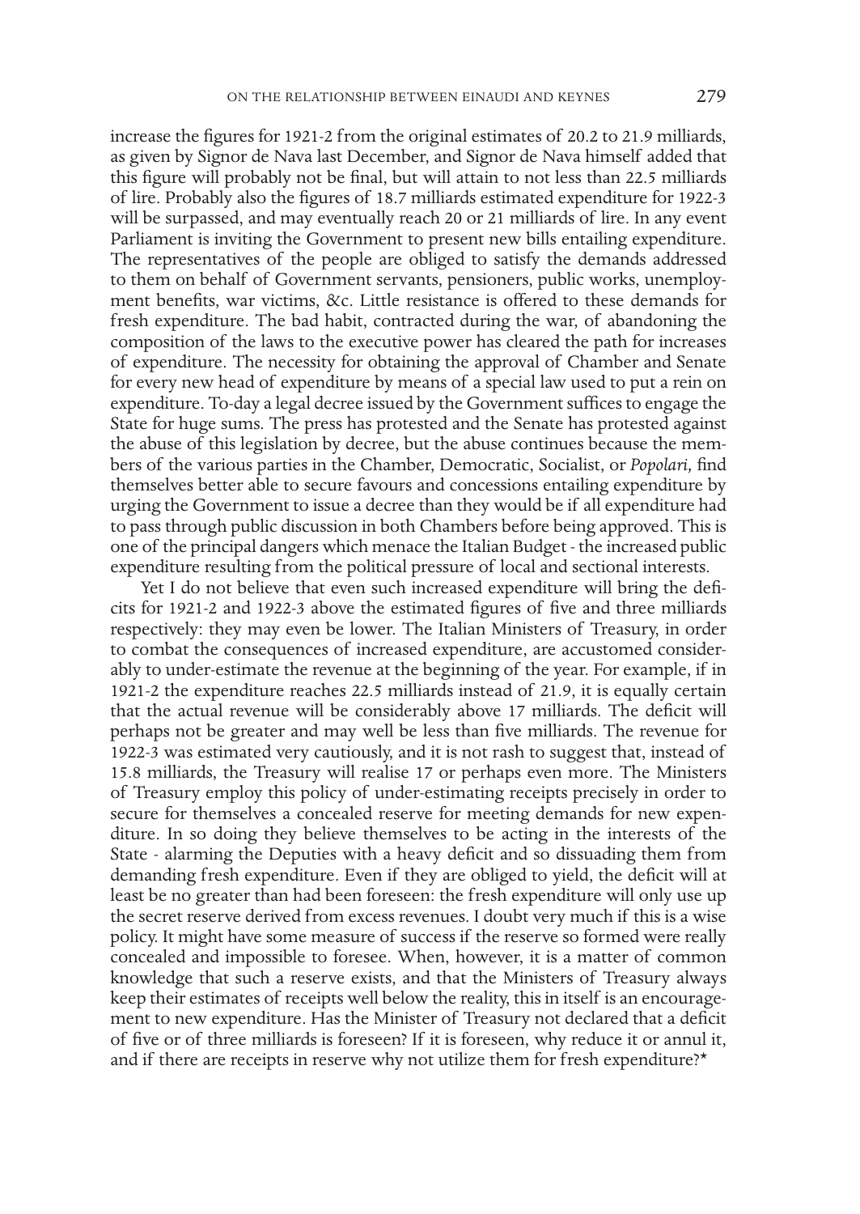increase the figures for 1921-2 from the original estimates of 20.2 to 21.9 milliards, as given by Signor de Nava last December, and Signor de Nava himself added that this figure will probably not be final, but will attain to not less than 22.5 milliards of lire. Probably also the figures of 18.7 milliards estimated expenditure for 1922-3 will be surpassed, and may eventually reach 20 or 21 milliards of lire. In any event Parliament is inviting the Government to present new bills entailing expenditure. The representatives of the people are obliged to satisfy the demands addressed to them on behalf of Government servants, pensioners, public works, unemployment benefits, war victims, &c. Little resistance is offered to these demands for fresh expenditure. The bad habit, contracted during the war, of abandoning the composition of the laws to the executive power has cleared the path for increases of expenditure. The necessity for obtaining the approval of Chamber and Senate for every new head of expenditure by means of a special law used to put a rein on expenditure. To-day a legal decree issued by the Government suffices to engage the State for huge sums. The press has protested and the Senate has protested against the abuse of this legislation by decree, but the abuse continues because the members of the various parties in the Chamber, Democratic, Socialist, or *Popolari,* find themselves better able to secure favours and concessions entailing expenditure by urging the Government to issue a decree than they would be if all expenditure had to pass through public discussion in both Chambers before being approved. This is one of the principal dangers which menace the Italian Budget - the increased public expenditure resulting from the political pressure of local and sectional interests.

Yet I do not believe that even such increased expenditure will bring the deficits for 1921-2 and 1922-3 above the estimated figures of five and three milliards respectively: they may even be lower. The Italian Ministers of Treasury, in order to combat the consequences of increased expenditure, are accustomed considerably to under-estimate the revenue at the beginning of the year. For example, if in 1921-2 the expenditure reaches 22.5 milliards instead of 21.9, it is equally certain that the actual revenue will be considerably above 17 milliards. The deficit will perhaps not be greater and may well be less than five milliards. The revenue for 1922-3 was estimated very cautiously, and it is not rash to suggest that, instead of 15.8 milliards, the Treasury will realise 17 or perhaps even more. The Ministers of Treasury employ this policy of under-estimating receipts precisely in order to secure for themselves a concealed reserve for meeting demands for new expenditure. In so doing they believe themselves to be acting in the interests of the State - alarming the Deputies with a heavy deficit and so dissuading them from demanding fresh expenditure. Even if they are obliged to yield, the deficit will at least be no greater than had been foreseen: the fresh expenditure will only use up the secret reserve derived from excess revenues. I doubt very much if this is a wise policy. It might have some measure of success if the reserve so formed were really concealed and impossible to foresee. When, however, it is a matter of common knowledge that such a reserve exists, and that the Ministers of Treasury always keep their estimates of receipts well below the reality, this in itself is an encouragement to new expenditure. Has the Minister of Treasury not declared that a deficit of five or of three milliards is foreseen? If it is foreseen, why reduce it or annul it, and if there are receipts in reserve why not utilize them for fresh expenditure?*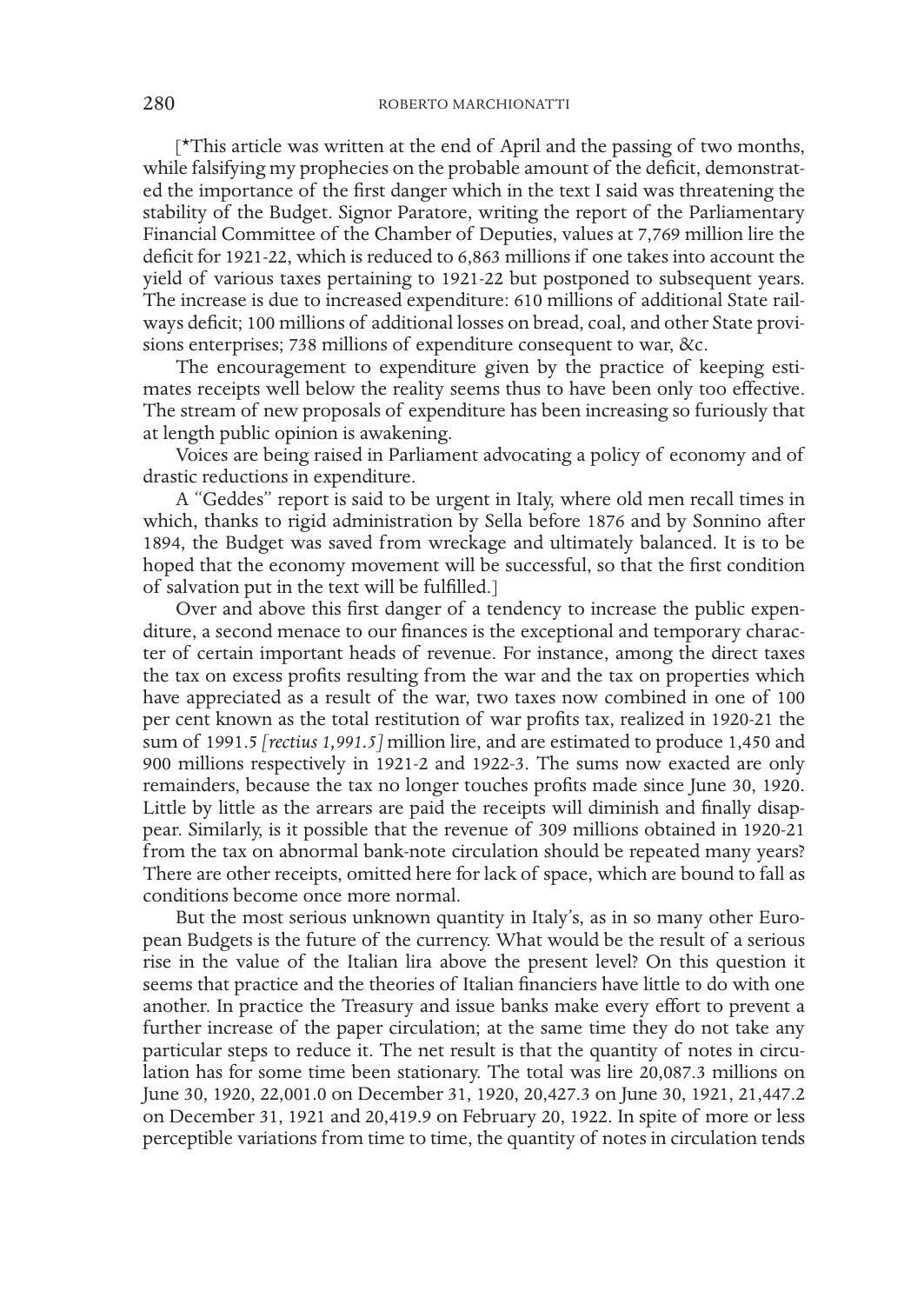[*This article was written at the end of April and the passing of two months, while falsifying my prophecies on the probable amount of the deficit, demonstrated the importance of the first danger which in the text I said was threatening the stability of the Budget. Signor Paratore, writing the report of the Parliamentary Financial Committee of the Chamber of Deputies, values at 7,769 million lire the deficit for 1921-22, which is reduced to 6,863 millions if one takes into account the yield of various taxes pertaining to 1921-22 but postponed to subsequent years. The increase is due to increased expenditure: 610 millions of additional State railways deficit; 100 millions of additional losses on bread, coal, and other State provisions enterprises; 738 millions of expenditure consequent to war, &c.

The encouragement to expenditure given by the practice of keeping estimates receipts well below the reality seems thus to have been only too effective. The stream of new proposals of expenditure has been increasing so furiously that at length public opinion is awakening.

Voices are being raised in Parliament advocating a policy of economy and of drastic reductions in expenditure.

A "Geddes" report is said to be urgent in Italy, where old men recall times in which, thanks to rigid administration by Sella before 1876 and by Sonnino after 1894, the Budget was saved from wreckage and ultimately balanced. It is to be hoped that the economy movement will be successful, so that the first condition of salvation put in the text will be fulfilled.]

Over and above this first danger of a tendency to increase the public expenditure, a second menace to our finances is the exceptional and temporary character of certain important heads of revenue. For instance, among the direct taxes the tax on excess profits resulting from the war and the tax on properties which have appreciated as a result of the war, two taxes now combined in one of 100 per cent known as the total restitution of war profits tax, realized in 1920-21 the sum of 1991.5 *[rectius 1,991.5]* million lire, and are estimated to produce 1,450 and 900 millions respectively in 1921-2 and 1922-3. The sums now exacted are only remainders, because the tax no longer touches profits made since June 30, 1920. Little by little as the arrears are paid the receipts will diminish and finally disappear. Similarly, is it possible that the revenue of 309 millions obtained in 1920-21 from the tax on abnormal bank-note circulation should be repeated many years? There are other receipts, omitted here for lack of space, which are bound to fall as conditions become once more normal.

But the most serious unknown quantity in Italy's, as in so many other European Budgets is the future of the currency. What would be the result of a serious rise in the value of the Italian lira above the present level? On this question it seems that practice and the theories of Italian financiers have little to do with one another. In practice the Treasury and issue banks make every effort to prevent a further increase of the paper circulation; at the same time they do not take any particular steps to reduce it. The net result is that the quantity of notes in circulation has for some time been stationary. The total was lire 20,087.3 millions on June 30, 1920, 22,001.0 on December 31, 1920, 20,427.3 on June 30, 1921, 21,447.2 on December 31, 1921 and 20,419.9 on February 20, 1922. In spite of more or less perceptible variations from time to time, the quantity of notes in circulation tends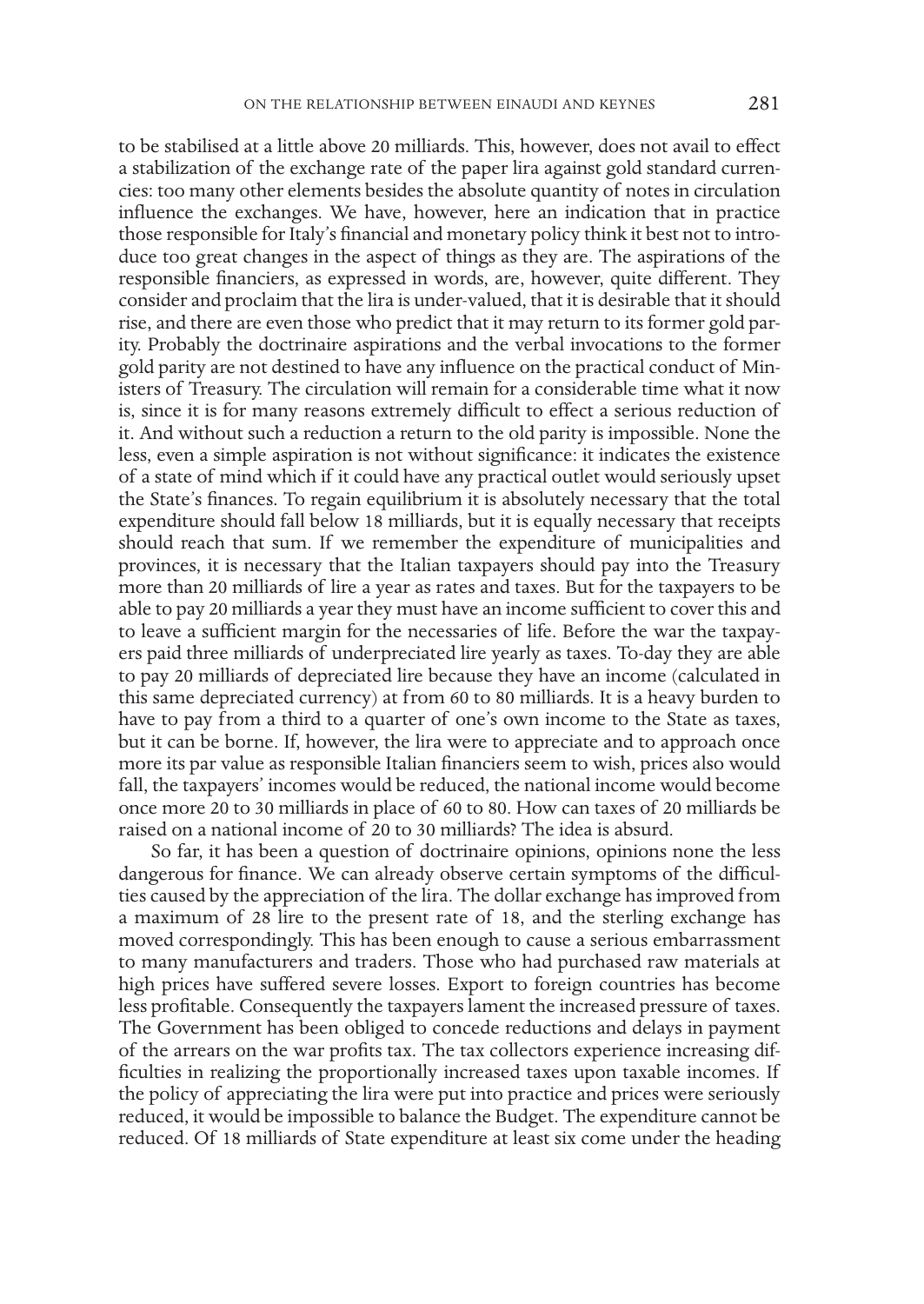to be stabilised at a little above 20 milliards. This, however, does not avail to effect a stabilization of the exchange rate of the paper lira against gold standard currencies: too many other elements besides the absolute quantity of notes in circulation influence the exchanges. We have, however, here an indication that in practice those responsible for Italy's financial and monetary policy think it best not to introduce too great changes in the aspect of things as they are. The aspirations of the responsible financiers, as expressed in words, are, however, quite different. They consider and proclaim that the lira is under-valued, that it is desirable that it should rise, and there are even those who predict that it may return to its former gold parity. Probably the doctrinaire aspirations and the verbal invocations to the former gold parity are not destined to have any influence on the practical conduct of Ministers of Treasury. The circulation will remain for a considerable time what it now is, since it is for many reasons extremely difficult to effect a serious reduction of it. And without such a reduction a return to the old parity is impossible. None the less, even a simple aspiration is not without significance: it indicates the existence of a state of mind which if it could have any practical outlet would seriously upset the State's finances. To regain equilibrium it is absolutely necessary that the total expenditure should fall below 18 milliards, but it is equally necessary that receipts should reach that sum. If we remember the expenditure of municipalities and provinces, it is necessary that the Italian taxpayers should pay into the Treasury more than 20 milliards of lire a year as rates and taxes. But for the taxpayers to be able to pay 20 milliards a year they must have an income sufficient to cover this and to leave a sufficient margin for the necessaries of life. Before the war the taxpayers paid three milliards of underpreciated lire yearly as taxes. To-day they are able to pay 20 milliards of depreciated lire because they have an income (calculated in this same depreciated currency) at from 60 to 80 milliards. It is a heavy burden to have to pay from a third to a quarter of one's own income to the State as taxes, but it can be borne. If, however, the lira were to appreciate and to approach once more its par value as responsible Italian financiers seem to wish, prices also would fall, the taxpayers' incomes would be reduced, the national income would become once more 20 to 30 milliards in place of 60 to 80. How can taxes of 20 milliards be raised on a national income of 20 to 30 milliards? The idea is absurd.

So far, it has been a question of doctrinaire opinions, opinions none the less dangerous for finance. We can already observe certain symptoms of the difficulties caused by the appreciation of the lira. The dollar exchange has improved from a maximum of 28 lire to the present rate of 18, and the sterling exchange has moved correspondingly. This has been enough to cause a serious embarrassment to many manufacturers and traders. Those who had purchased raw materials at high prices have suffered severe losses. Export to foreign countries has become less profitable. Consequently the taxpayers lament the increased pressure of taxes. The Government has been obliged to concede reductions and delays in payment of the arrears on the war profits tax. The tax collectors experience increasing difficulties in realizing the proportionally increased taxes upon taxable incomes. If the policy of appreciating the lira were put into practice and prices were seriously reduced, it would be impossible to balance the Budget. The expenditure cannot be reduced. Of 18 milliards of State expenditure at least six come under the heading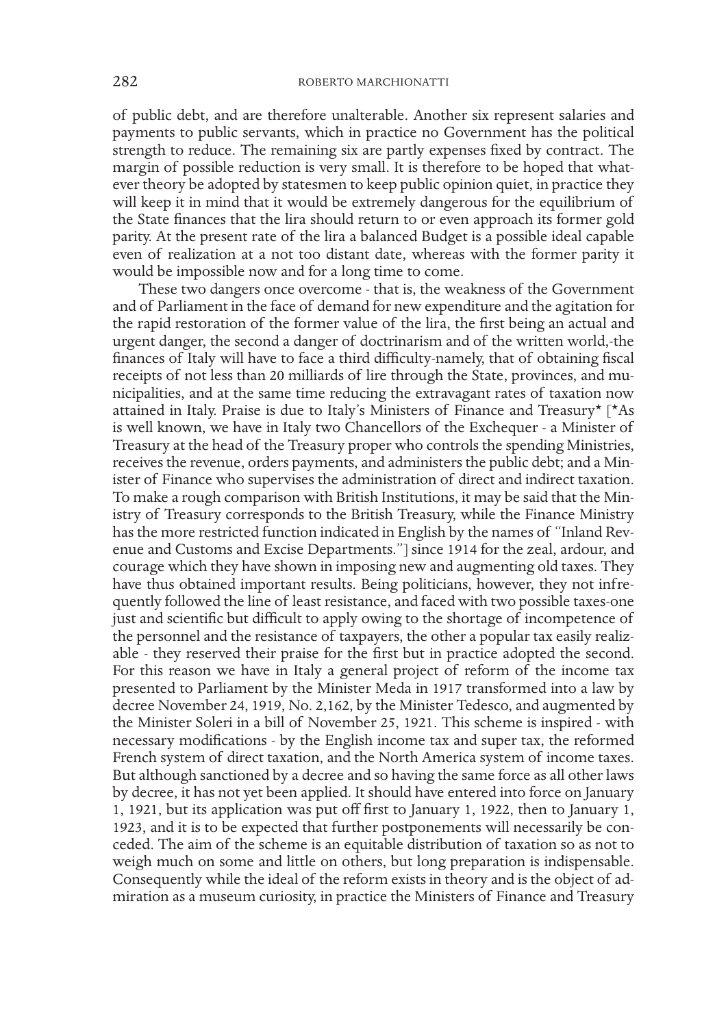of public debt, and are therefore unalterable. Another six represent salaries and payments to public servants, which in practice no Government has the political strength to reduce. The remaining six are partly expenses fixed by contract. The margin of possible reduction is very small. It is therefore to be hoped that whatever theory be adopted by statesmen to keep public opinion quiet, in practice they will keep it in mind that it would be extremely dangerous for the equilibrium of the State finances that the lira should return to or even approach its former gold parity. At the present rate of the lira a balanced Budget is a possible ideal capable even of realization at a not too distant date, whereas with the former parity it would be impossible now and for a long time to come.

These two dangers once overcome - that is, the weakness of the Government and of Parliament in the face of demand for new expenditure and the agitation for the rapid restoration of the former value of the lira, the first being an actual and urgent danger, the second a danger of doctrinarism and of the written world,-the finances of Italy will have to face a third difficulty-namely, that of obtaining fiscal receipts of not less than 20 milliards of lire through the State, provinces, and municipalities, and at the same time reducing the extravagant rates of taxation now attained in Italy. Praise is due to Italy's Ministers of Finance and Treasury* [*As is well known, we have in Italy two Chancellors of the Exchequer - a Minister of Treasury at the head of the Treasury proper who controls the spending Ministries, receives the revenue, orders payments, and administers the public debt; and a Minister of Finance who supervises the administration of direct and indirect taxation. To make a rough comparison with British Institutions, it may be said that the Ministry of Treasury corresponds to the British Treasury, while the Finance Ministry has the more restricted function indicated in English by the names of "Inland Revenue and Customs and Excise Departments."] since 1914 for the zeal, ardour, and courage which they have shown in imposing new and augmenting old taxes. They have thus obtained important results. Being politicians, however, they not infrequently followed the line of least resistance, and faced with two possible taxes-one just and scientific but difficult to apply owing to the shortage of incompetence of the personnel and the resistance of taxpayers, the other a popular tax easily realizable - they reserved their praise for the first but in practice adopted the second. For this reason we have in Italy a general project of reform of the income tax presented to Parliament by the Minister Meda in 1917 transformed into a law by decree November 24, 1919, No. 2,162, by the Minister Tedesco, and augmented by the Minister Soleri in a bill of November 25, 1921. This scheme is inspired - with necessary modifications - by the English income tax and super tax, the reformed French system of direct taxation, and the North America system of income taxes. But although sanctioned by a decree and so having the same force as all other laws by decree, it has not yet been applied. It should have entered into force on January 1, 1921, but its application was put off first to January 1, 1922, then to January 1, 1923, and it is to be expected that further postponements will necessarily be conceded. The aim of the scheme is an equitable distribution of taxation so as not to weigh much on some and little on others, but long preparation is indispensable. Consequently while the ideal of the reform exists in theory and is the object of admiration as a museum curiosity, in practice the Ministers of Finance and Treasury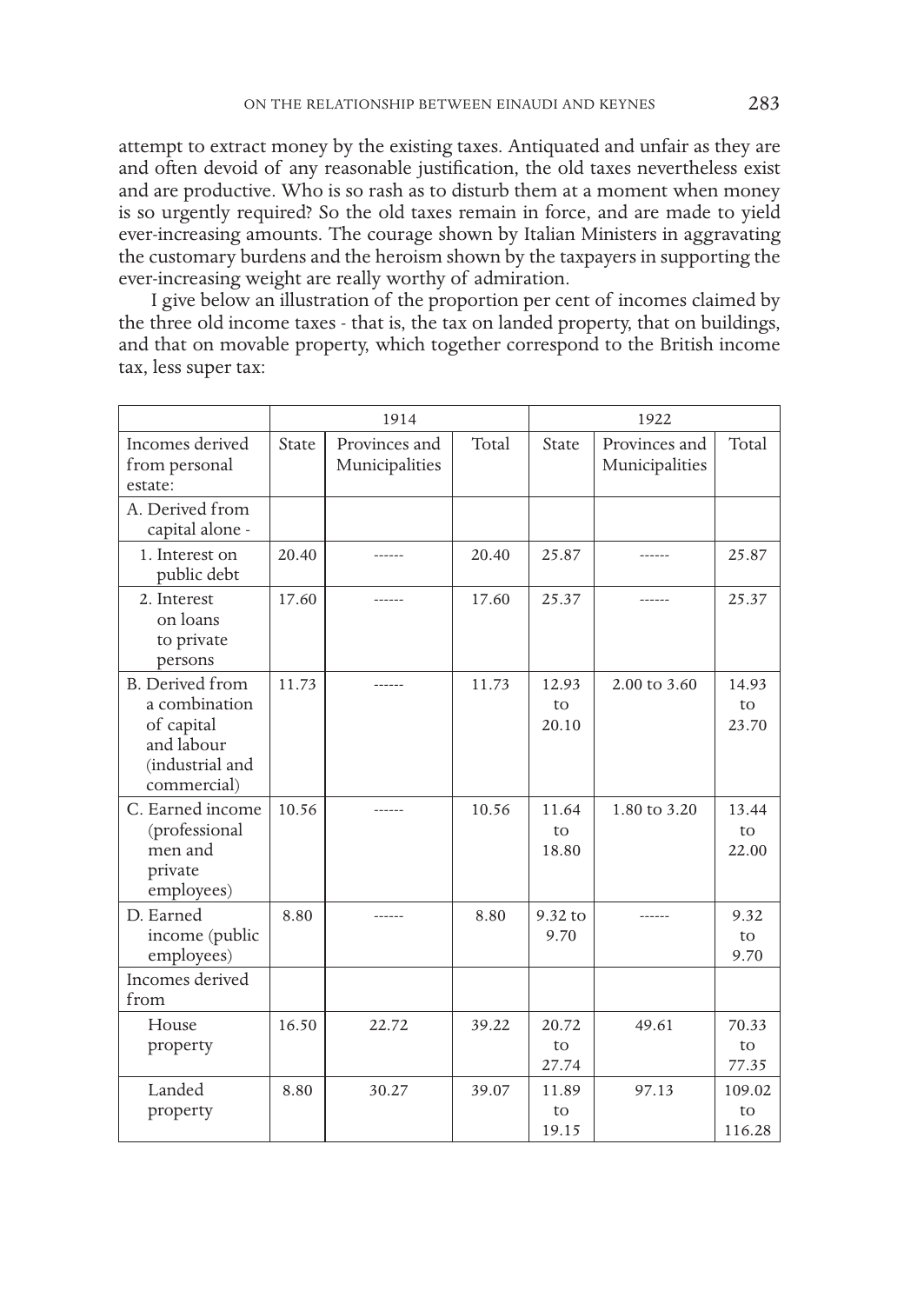attempt to extract money by the existing taxes. Antiquated and unfair as they are and often devoid of any reasonable justification, the old taxes nevertheless exist and are productive. Who is so rash as to disturb them at a moment when money is so urgently required? So the old taxes remain in force, and are made to yield ever-increasing amounts. The courage shown by Italian Ministers in aggravating the customary burdens and the heroism shown by the taxpayers in supporting the ever-increasing weight are really worthy of admiration.

I give below an illustration of the proportion per cent of incomes claimed by the three old income taxes - that is, the tax on landed property, that on buildings, and that on movable property, which together correspond to the British income tax, less super tax:

| | 1914 | | | 1922 | | |
|---|---|---|---|---|---|---|
| Incomes derived from personal estate: | State | Provinces and Municipalities | Total | State | Provinces and Municipalities | Total |
| A. Derived from capital alone - | | | | | | |
| 1. Interest on public debt | 20.40 | ------ | 20.40 | 25.87 | ------ | 25.87 |
| 2. Interest on loans to private persons | 17.60 | ------ | 17.60 | 25.37 | ------ | 25.37 |
| B. Derived from a combination of capital and labour (industrial and commercial) | 11.73 | ------ | 11.73 | 12.93 to 20.10 | 2.00 to 3.60 | 14.93 to 23.70 |
| C. Earned income (professional men and private employees) | 10.56 | ------ | 10.56 | 11.64 to 18.80 | 1.80 to 3.20 | 13.44 to 22.00 |
| D. Earned income (public employees) | 8.80 | ------ | 8.80 | 9.32 to 9.70 | ------ | 9.32 to 9.70 |
| Incomes derived from | | | | | | |
| House property | 16.50 | 22.72 | 39.22 | 20.72 to 27.74 | 49.61 | 70.33 to 77.35 |
| Landed property | 8.80 | 30.27 | 39.07 | 11.89 to 19.15 | 97.13 | 109.02 to 116.28 |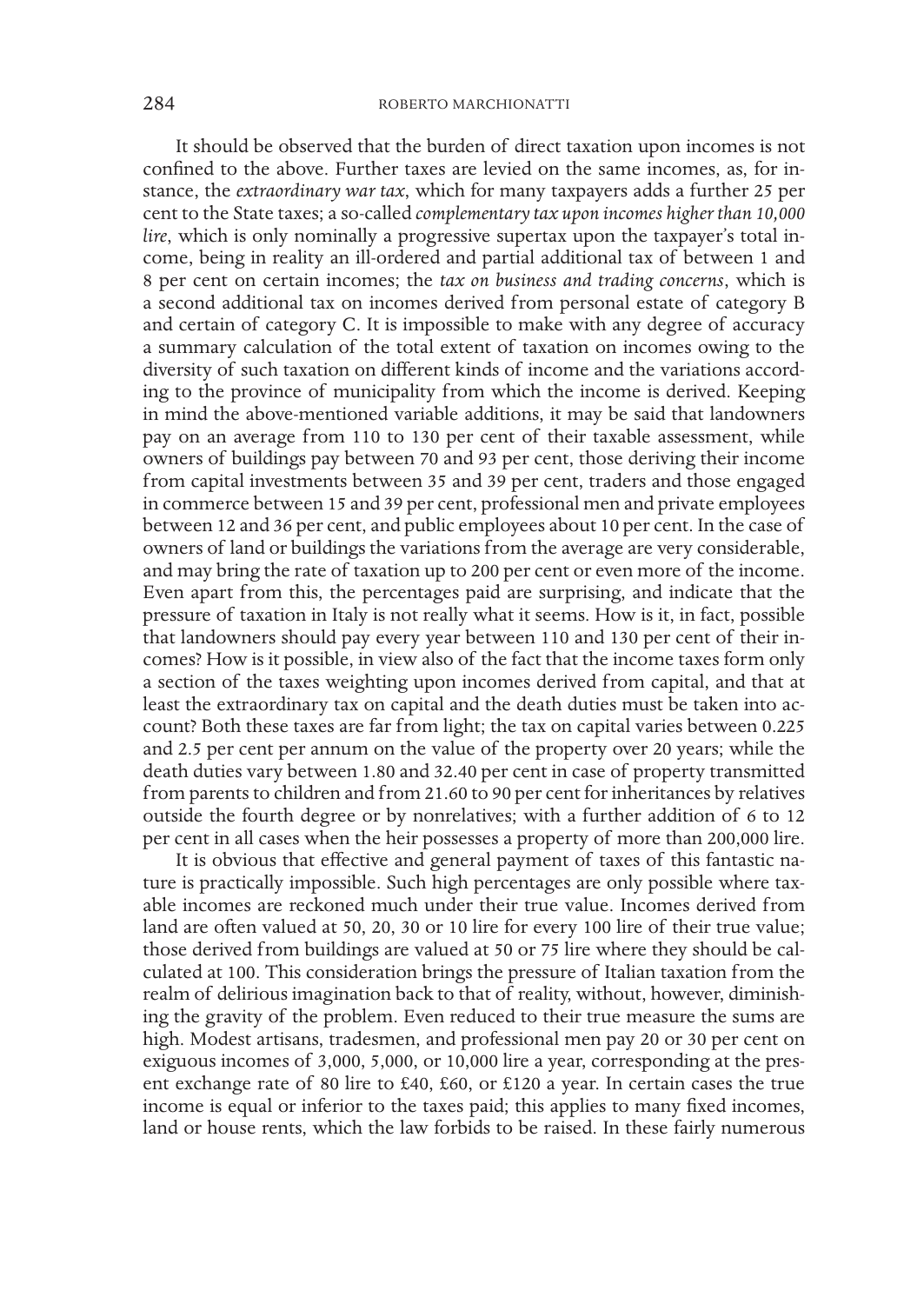It should be observed that the burden of direct taxation upon incomes is not confined to the above. Further taxes are levied on the same incomes, as, for instance, the *extraordinary war tax*, which for many taxpayers adds a further 25 per cent to the State taxes; a so-called *complementary tax upon incomes higher than 10,000 lire*, which is only nominally a progressive supertax upon the taxpayer's total income, being in reality an ill-ordered and partial additional tax of between 1 and 8 per cent on certain incomes; the *tax on business and trading concerns*, which is a second additional tax on incomes derived from personal estate of category B and certain of category C. It is impossible to make with any degree of accuracy a summary calculation of the total extent of taxation on incomes owing to the diversity of such taxation on different kinds of income and the variations according to the province of municipality from which the income is derived. Keeping in mind the above-mentioned variable additions, it may be said that landowners pay on an average from 110 to 130 per cent of their taxable assessment, while owners of buildings pay between 70 and 93 per cent, those deriving their income from capital investments between 35 and 39 per cent, traders and those engaged in commerce between 15 and 39 per cent, professional men and private employees between 12 and 36 per cent, and public employees about 10 per cent. In the case of owners of land or buildings the variations from the average are very considerable, and may bring the rate of taxation up to 200 per cent or even more of the income. Even apart from this, the percentages paid are surprising, and indicate that the pressure of taxation in Italy is not really what it seems. How is it, in fact, possible that landowners should pay every year between 110 and 130 per cent of their incomes? How is it possible, in view also of the fact that the income taxes form only a section of the taxes weighting upon incomes derived from capital, and that at least the extraordinary tax on capital and the death duties must be taken into account? Both these taxes are far from light; the tax on capital varies between 0.225 and 2.5 per cent per annum on the value of the property over 20 years; while the death duties vary between 1.80 and 32.40 per cent in case of property transmitted from parents to children and from 21.60 to 90 per cent for inheritances by relatives outside the fourth degree or by nonrelatives; with a further addition of 6 to 12 per cent in all cases when the heir possesses a property of more than 200,000 lire.

It is obvious that effective and general payment of taxes of this fantastic nature is practically impossible. Such high percentages are only possible where taxable incomes are reckoned much under their true value. Incomes derived from land are often valued at 50, 20, 30 or 10 lire for every 100 lire of their true value; those derived from buildings are valued at 50 or 75 lire where they should be calculated at 100. This consideration brings the pressure of Italian taxation from the realm of delirious imagination back to that of reality, without, however, diminishing the gravity of the problem. Even reduced to their true measure the sums are high. Modest artisans, tradesmen, and professional men pay 20 or 30 per cent on exiguous incomes of 3,000, 5,000, or 10,000 lire a year, corresponding at the present exchange rate of 80 lire to £40, £60, or £120 a year. In certain cases the true income is equal or inferior to the taxes paid; this applies to many fixed incomes, land or house rents, which the law forbids to be raised. In these fairly numerous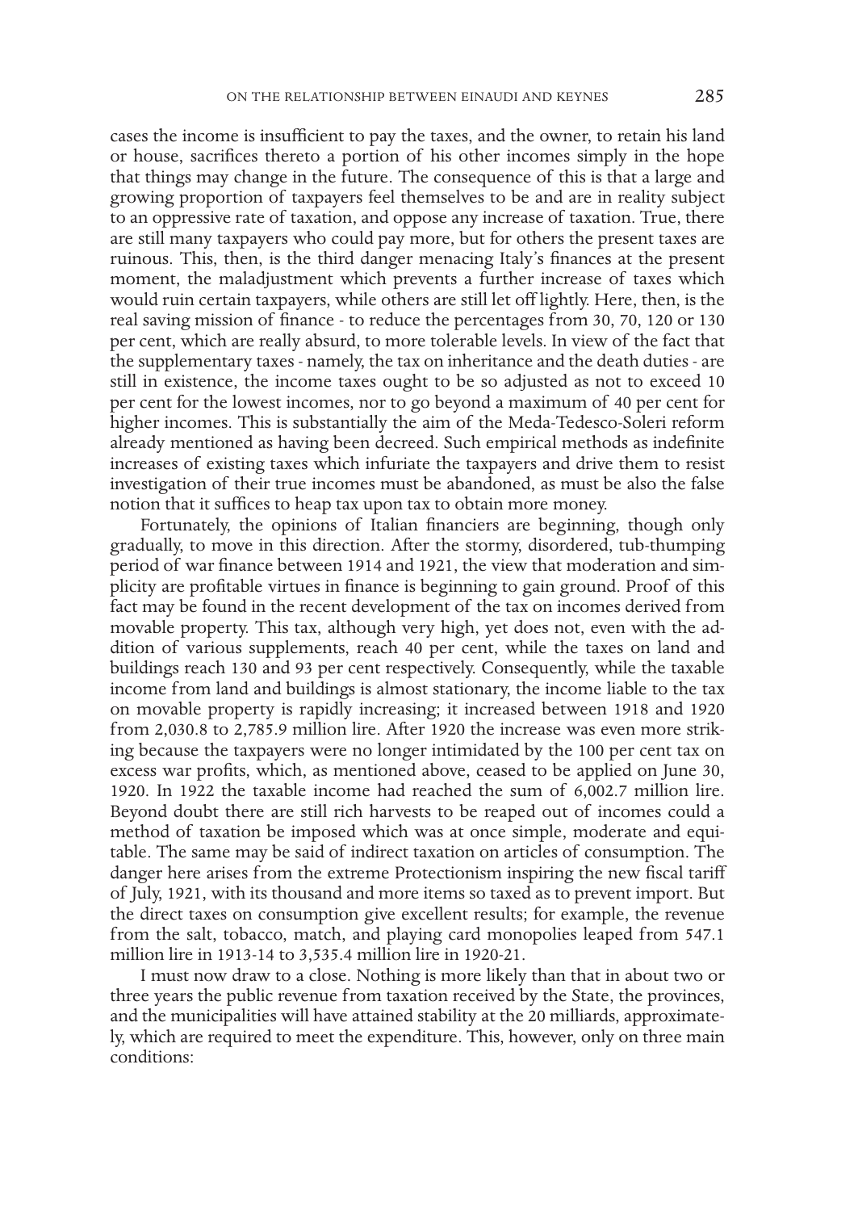cases the income is insufficient to pay the taxes, and the owner, to retain his land or house, sacrifices thereto a portion of his other incomes simply in the hope that things may change in the future. The consequence of this is that a large and growing proportion of taxpayers feel themselves to be and are in reality subject to an oppressive rate of taxation, and oppose any increase of taxation. True, there are still many taxpayers who could pay more, but for others the present taxes are ruinous. This, then, is the third danger menacing Italy's finances at the present moment, the maladjustment which prevents a further increase of taxes which would ruin certain taxpayers, while others are still let off lightly. Here, then, is the real saving mission of finance - to reduce the percentages from 30, 70, 120 or 130 per cent, which are really absurd, to more tolerable levels. In view of the fact that the supplementary taxes - namely, the tax on inheritance and the death duties - are still in existence, the income taxes ought to be so adjusted as not to exceed 10 per cent for the lowest incomes, nor to go beyond a maximum of 40 per cent for higher incomes. This is substantially the aim of the Meda-Tedesco-Soleri reform already mentioned as having been decreed. Such empirical methods as indefinite increases of existing taxes which infuriate the taxpayers and drive them to resist investigation of their true incomes must be abandoned, as must be also the false notion that it suffices to heap tax upon tax to obtain more money.

Fortunately, the opinions of Italian financiers are beginning, though only gradually, to move in this direction. After the stormy, disordered, tub-thumping period of war finance between 1914 and 1921, the view that moderation and simplicity are profitable virtues in finance is beginning to gain ground. Proof of this fact may be found in the recent development of the tax on incomes derived from movable property. This tax, although very high, yet does not, even with the addition of various supplements, reach 40 per cent, while the taxes on land and buildings reach 130 and 93 per cent respectively. Consequently, while the taxable income from land and buildings is almost stationary, the income liable to the tax on movable property is rapidly increasing; it increased between 1918 and 1920 from 2,030.8 to 2,785.9 million lire. After 1920 the increase was even more striking because the taxpayers were no longer intimidated by the 100 per cent tax on excess war profits, which, as mentioned above, ceased to be applied on June 30, 1920. In 1922 the taxable income had reached the sum of 6,002.7 million lire. Beyond doubt there are still rich harvests to be reaped out of incomes could a method of taxation be imposed which was at once simple, moderate and equitable. The same may be said of indirect taxation on articles of consumption. The danger here arises from the extreme Protectionism inspiring the new fiscal tariff of July, 1921, with its thousand and more items so taxed as to prevent import. But the direct taxes on consumption give excellent results; for example, the revenue from the salt, tobacco, match, and playing card monopolies leaped from 547.1 million lire in 1913-14 to 3,535.4 million lire in 1920-21.

I must now draw to a close. Nothing is more likely than that in about two or three years the public revenue from taxation received by the State, the provinces, and the municipalities will have attained stability at the 20 milliards, approximately, which are required to meet the expenditure. This, however, only on three main conditions: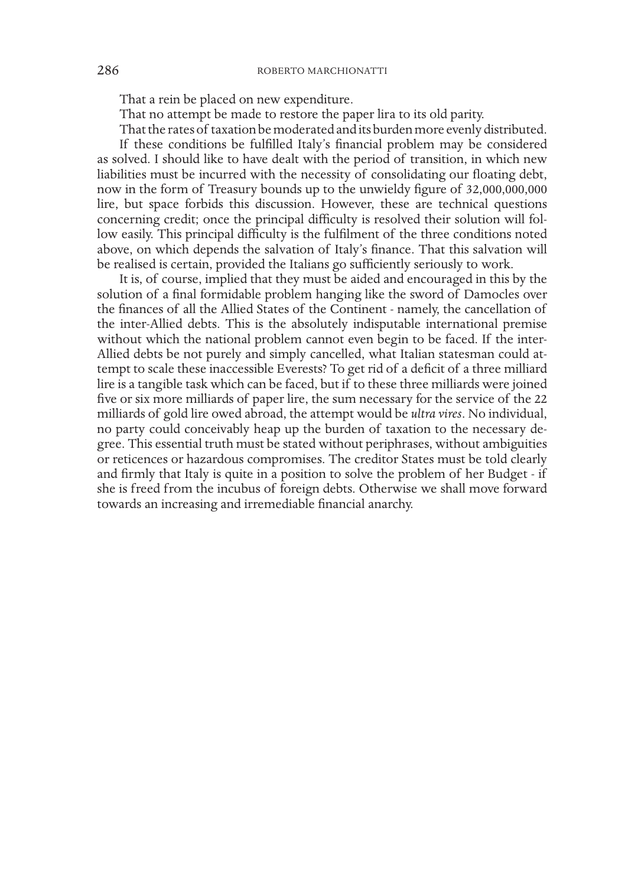That a rein be placed on new expenditure.

That no attempt be made to restore the paper lira to its old parity.

That the rates of taxation be moderated and its burden more evenly distributed.

If these conditions be fulfilled Italy's financial problem may be considered as solved. I should like to have dealt with the period of transition, in which new liabilities must be incurred with the necessity of consolidating our floating debt, now in the form of Treasury bounds up to the unwieldy figure of 32,000,000,000 lire, but space forbids this discussion. However, these are technical questions concerning credit; once the principal difficulty is resolved their solution will follow easily. This principal difficulty is the fulfilment of the three conditions noted above, on which depends the salvation of Italy's finance. That this salvation will be realised is certain, provided the Italians go sufficiently seriously to work.

It is, of course, implied that they must be aided and encouraged in this by the solution of a final formidable problem hanging like the sword of Damocles over the finances of all the Allied States of the Continent - namely, the cancellation of the inter-Allied debts. This is the absolutely indisputable international premise without which the national problem cannot even begin to be faced. If the inter-Allied debts be not purely and simply cancelled, what Italian statesman could attempt to scale these inaccessible Everests? To get rid of a deficit of a three milliard lire is a tangible task which can be faced, but if to these three milliards were joined five or six more milliards of paper lire, the sum necessary for the service of the 22 milliards of gold lire owed abroad, the attempt would be *ultra vires*. No individual, no party could conceivably heap up the burden of taxation to the necessary degree. This essential truth must be stated without periphrases, without ambiguities or reticences or hazardous compromises. The creditor States must be told clearly and firmly that Italy is quite in a position to solve the problem of her Budget - if she is freed from the incubus of foreign debts. Otherwise we shall move forward towards an increasing and irremediable financial anarchy.